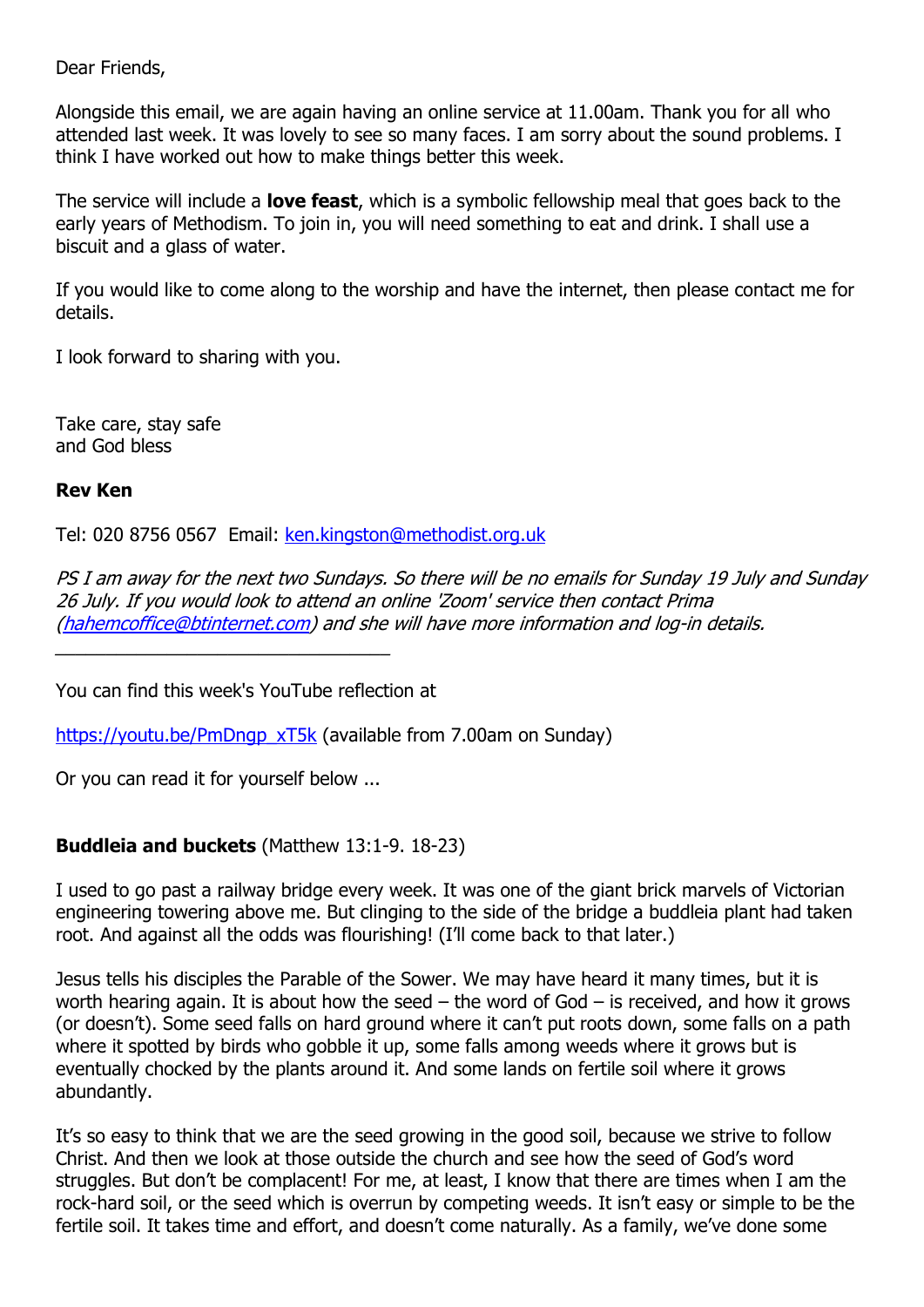Dear Friends,

Alongside this email, we are again having an online service at 11.00am. Thank you for all who attended last week. It was lovely to see so many faces. I am sorry about the sound problems. I think I have worked out how to make things better this week.

The service will include a **love feast**, which is a symbolic fellowship meal that goes back to the early years of Methodism. To join in, you will need something to eat and drink. I shall use a biscuit and a glass of water.

If you would like to come along to the worship and have the internet, then please contact me for details.

I look forward to sharing with you.

Take care, stay safe
and God bless

**Rev Ken**

Tel: 020 8756 0567  Email: [ken.kingston@methodist.org.uk](mailto:ken.kingston@methodist.org.uk)

*PS I am away for the next two Sundays. So there will be no emails for Sunday 19 July and Sunday 26 July. If you would look to attend an online 'Zoom' service then contact Prima ([hahemcoffice@btinternet.com](mailto:hahemcoffice@btinternet.com)) and she will have more information and log-in details.*

---

You can find this week's YouTube reflection at

[https://youtu.be/PmDngp_xT5k](https://youtu.be/PmDngp_xT5k) (available from 7.00am on Sunday)

Or you can read it for yourself below ...

**Buddleia and buckets** (Matthew 13:1-9. 18-23)

I used to go past a railway bridge every week. It was one of the giant brick marvels of Victorian engineering towering above me. But clinging to the side of the bridge a buddleia plant had taken root. And against all the odds was flourishing! (I'll come back to that later.)

Jesus tells his disciples the Parable of the Sower. We may have heard it many times, but it is worth hearing again. It is about how the seed – the word of God – is received, and how it grows (or doesn't). Some seed falls on hard ground where it can't put roots down, some falls on a path where it spotted by birds who gobble it up, some falls among weeds where it grows but is eventually chocked by the plants around it. And some lands on fertile soil where it grows abundantly.

It's so easy to think that we are the seed growing in the good soil, because we strive to follow Christ. And then we look at those outside the church and see how the seed of God's word struggles. But don't be complacent! For me, at least, I know that there are times when I am the rock-hard soil, or the seed which is overrun by competing weeds. It isn't easy or simple to be the fertile soil. It takes time and effort, and doesn't come naturally. As a family, we've done some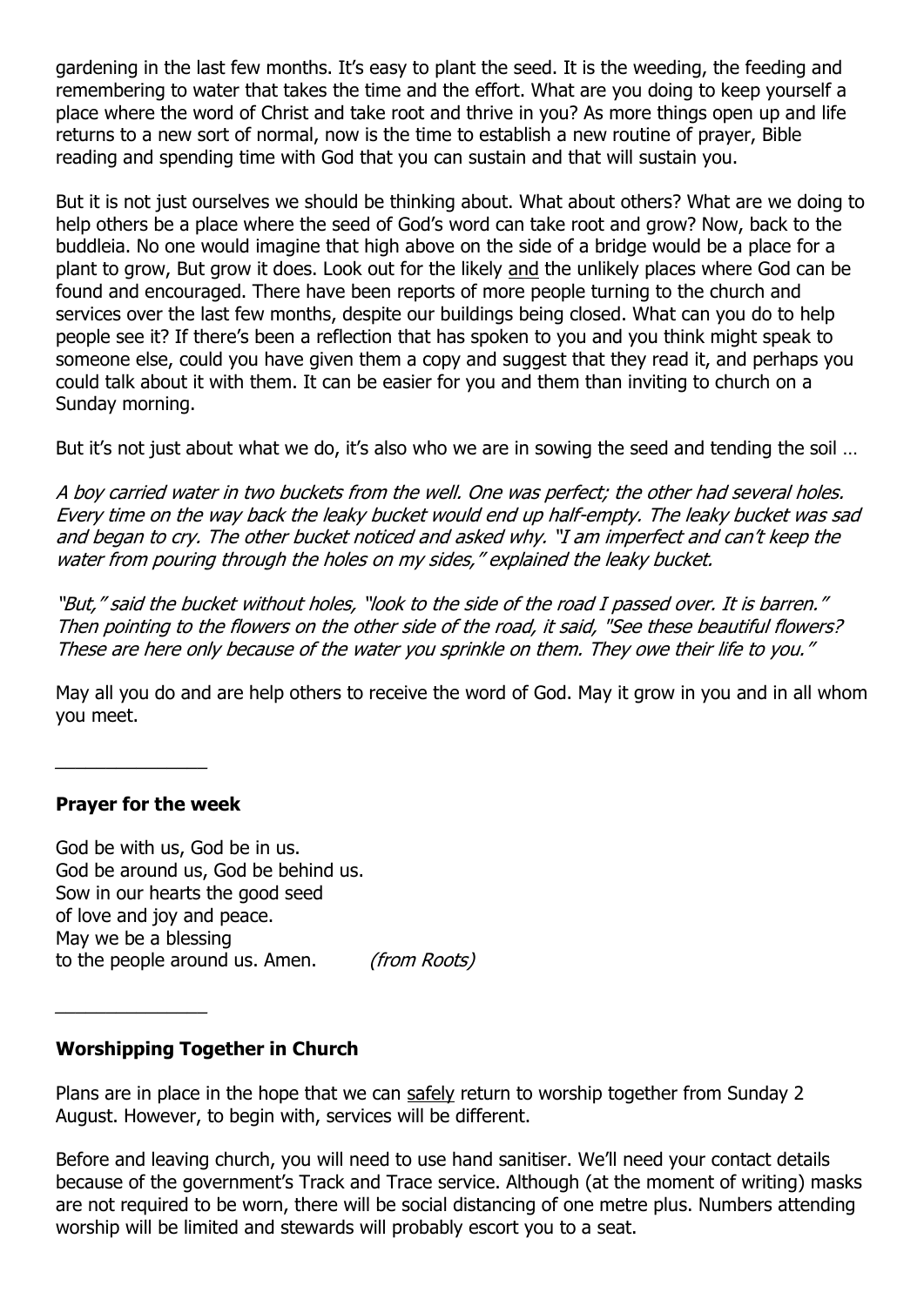gardening in the last few months. It's easy to plant the seed. It is the weeding, the feeding and remembering to water that takes the time and the effort. What are you doing to keep yourself a place where the word of Christ and take root and thrive in you? As more things open up and life returns to a new sort of normal, now is the time to establish a new routine of prayer, Bible reading and spending time with God that you can sustain and that will sustain you.

But it is not just ourselves we should be thinking about. What about others? What are we doing to help others be a place where the seed of God's word can take root and grow? Now, back to the buddleia. No one would imagine that high above on the side of a bridge would be a place for a plant to grow, But grow it does. Look out for the likely <u>and</u> the unlikely places where God can be found and encouraged. There have been reports of more people turning to the church and services over the last few months, despite our buildings being closed. What can you do to help people see it? If there's been a reflection that has spoken to you and you think might speak to someone else, could you have given them a copy and suggest that they read it, and perhaps you could talk about it with them. It can be easier for you and them than inviting to church on a Sunday morning.

But it's not just about what we do, it's also who we are in sowing the seed and tending the soil …

*A boy carried water in two buckets from the well. One was perfect; the other had several holes. Every time on the way back the leaky bucket would end up half-empty. The leaky bucket was sad and began to cry. The other bucket noticed and asked why. "I am imperfect and can't keep the water from pouring through the holes on my sides," explained the leaky bucket.*

*"But," said the bucket without holes, "look to the side of the road I passed over. It is barren." Then pointing to the flowers on the other side of the road, it said, "See these beautiful flowers? These are here only because of the water you sprinkle on them. They owe their life to you."*

May all you do and are help others to receive the word of God. May it grow in you and in all whom you meet.

---

**Prayer for the week**

God be with us, God be in us.
God be around us, God be behind us.
Sow in our hearts the good seed
of love and joy and peace.
May we be a blessing
to the people around us. Amen. *(from Roots)*

---

**Worshipping Together in Church**

Plans are in place in the hope that we can <u>safely</u> return to worship together from Sunday 2 August. However, to begin with, services will be different.

Before and leaving church, you will need to use hand sanitiser. We'll need your contact details because of the government's Track and Trace service. Although (at the moment of writing) masks are not required to be worn, there will be social distancing of one metre plus. Numbers attending worship will be limited and stewards will probably escort you to a seat.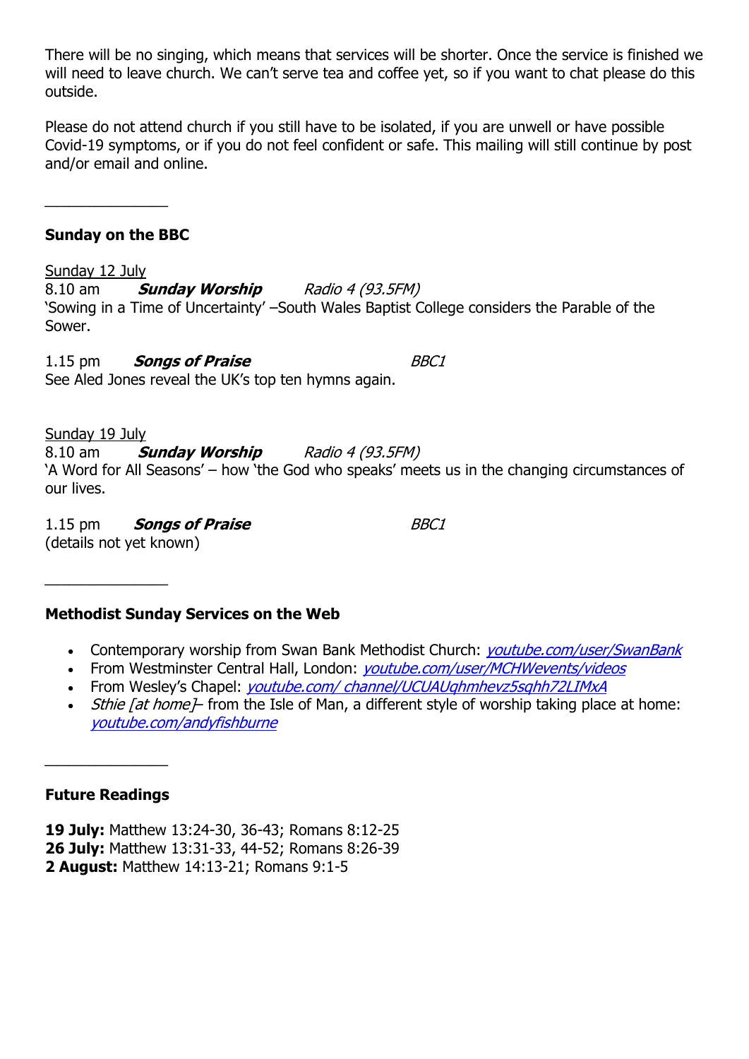There will be no singing, which means that services will be shorter. Once the service is finished we will need to leave church. We can't serve tea and coffee yet, so if you want to chat please do this outside.

Please do not attend church if you still have to be isolated, if you are unwell or have possible Covid-19 symptoms, or if you do not feel confident or safe. This mailing will still continue by post and/or email and online.

---

**Sunday on the BBC**

Sunday 12 July
8.10 am ***Sunday Worship*** *Radio 4 (93.5FM)*
'Sowing in a Time of Uncertainty' –South Wales Baptist College considers the Parable of the Sower.

1.15 pm ***Songs of Praise*** *BBC1*
See Aled Jones reveal the UK's top ten hymns again.

Sunday 19 July
8.10 am ***Sunday Worship*** *Radio 4 (93.5FM)*
'A Word for All Seasons' – how 'the God who speaks' meets us in the changing circumstances of our lives.

1.15 pm ***Songs of Praise*** *BBC1*
(details not yet known)

---

**Methodist Sunday Services on the Web**

- Contemporary worship from Swan Bank Methodist Church: *youtube.com/user/SwanBank*
- From Westminster Central Hall, London: *youtube.com/user/MCHWevents/videos*
- From Wesley's Chapel: *youtube.com/ channel/UCUAUqhmhevz5sqhh72LIMxA*
- *Sthie [at home]*– from the Isle of Man, a different style of worship taking place at home: *youtube.com/andyfishburne*

---

**Future Readings**

**19 July:** Matthew 13:24-30, 36-43; Romans 8:12-25
**26 July:** Matthew 13:31-33, 44-52; Romans 8:26-39
**2 August:** Matthew 14:13-21; Romans 9:1-5